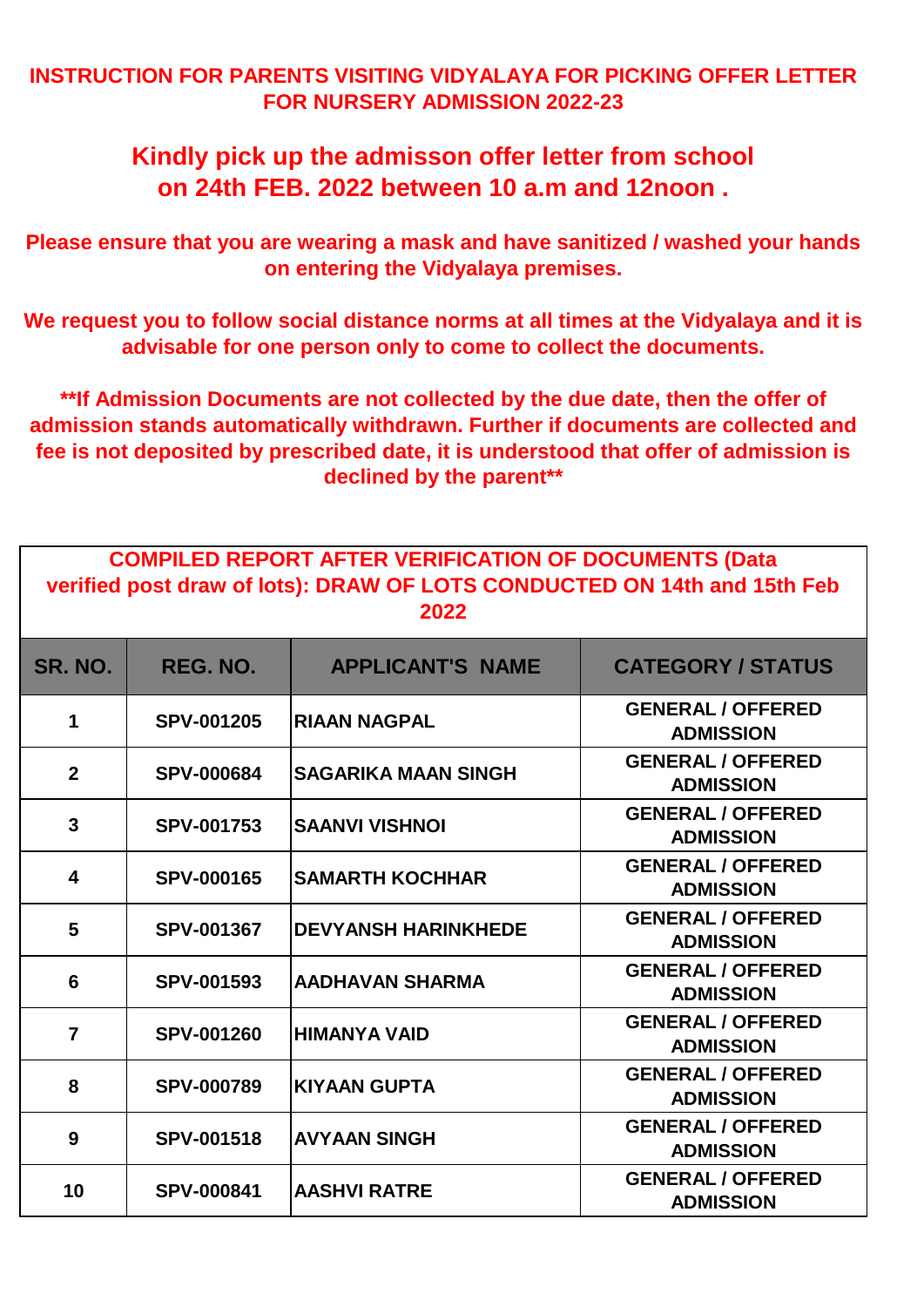# INSTRUCTION FOR PARENTS VISITING VIDYALAYA FOR PICKING OFFER LETTER FOR NURSERY ADMISSION 2022-23

## Kindly pick up the admisson offer letter from school on 24th FEB. 2022 between 10 a.m and 12noon .

**Please ensure that you are wearing a mask and have sanitized / washed your hands on entering the Vidyalaya premises.**

**We request you to follow social distance norms at all times at the Vidyalaya and it is advisable for one person only to come to collect the documents.**

****If Admission Documents are not collected by the due date, then the offer of admission stands automatically withdrawn. Further if documents are collected and fee is not deposited by prescribed date, it is understood that offer of admission is declined by the parent****

**COMPILED REPORT AFTER VERIFICATION OF DOCUMENTS (Data verified post draw of lots): DRAW OF LOTS CONDUCTED ON 14th and 15th Feb 2022**

| SR. NO. | REG. NO. | APPLICANT'S NAME | CATEGORY / STATUS |
|---|---|---|---|
| 1 | SPV-001205 | RIAAN NAGPAL | GENERAL / OFFERED ADMISSION |
| 2 | SPV-000684 | SAGARIKA MAAN SINGH | GENERAL / OFFERED ADMISSION |
| 3 | SPV-001753 | SAANVI VISHNOI | GENERAL / OFFERED ADMISSION |
| 4 | SPV-000165 | SAMARTH KOCHHAR | GENERAL / OFFERED ADMISSION |
| 5 | SPV-001367 | DEVYANSH HARINKHEDE | GENERAL / OFFERED ADMISSION |
| 6 | SPV-001593 | AADHAVAN SHARMA | GENERAL / OFFERED ADMISSION |
| 7 | SPV-001260 | HIMANYA VAID | GENERAL / OFFERED ADMISSION |
| 8 | SPV-000789 | KIYAAN GUPTA | GENERAL / OFFERED ADMISSION |
| 9 | SPV-001518 | AVYAAN SINGH | GENERAL / OFFERED ADMISSION |
| 10 | SPV-000841 | AASHVI RATRE | GENERAL / OFFERED ADMISSION |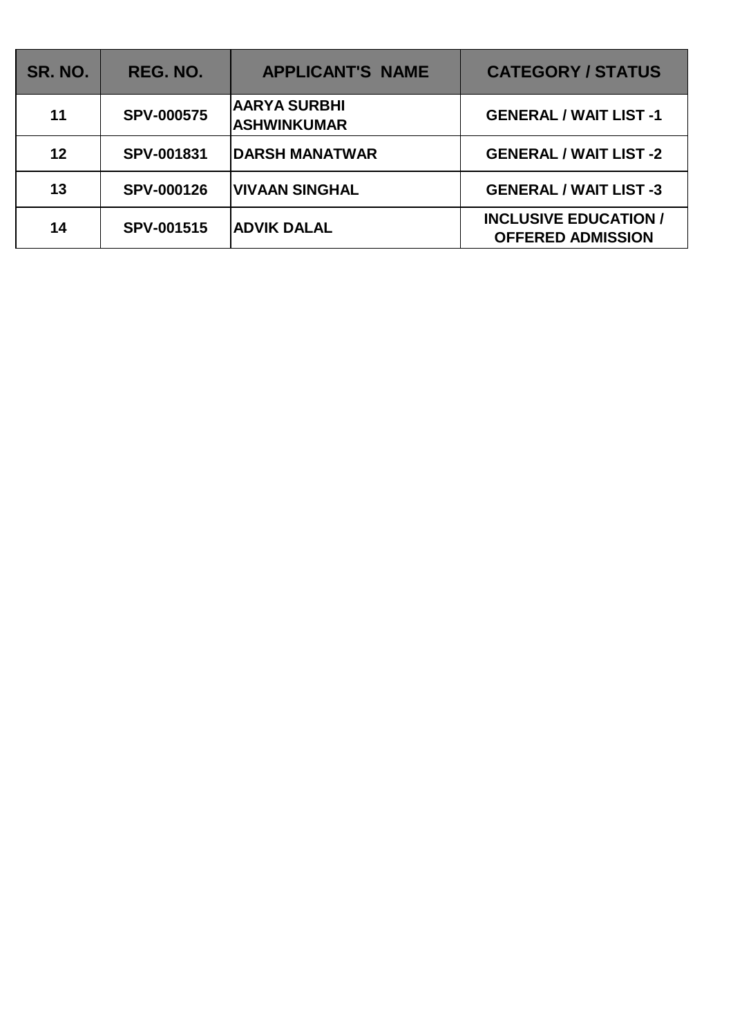| SR. NO. | REG. NO. | APPLICANT'S NAME | CATEGORY / STATUS |
|---|---|---|---|
| 11 | SPV-000575 | AARYA SURBHI ASHWINKUMAR | GENERAL / WAIT LIST -1 |
| 12 | SPV-001831 | DARSH MANATWAR | GENERAL / WAIT LIST -2 |
| 13 | SPV-000126 | VIVAAN SINGHAL | GENERAL / WAIT LIST -3 |
| 14 | SPV-001515 | ADVIK DALAL | INCLUSIVE EDUCATION / OFFERED ADMISSION |